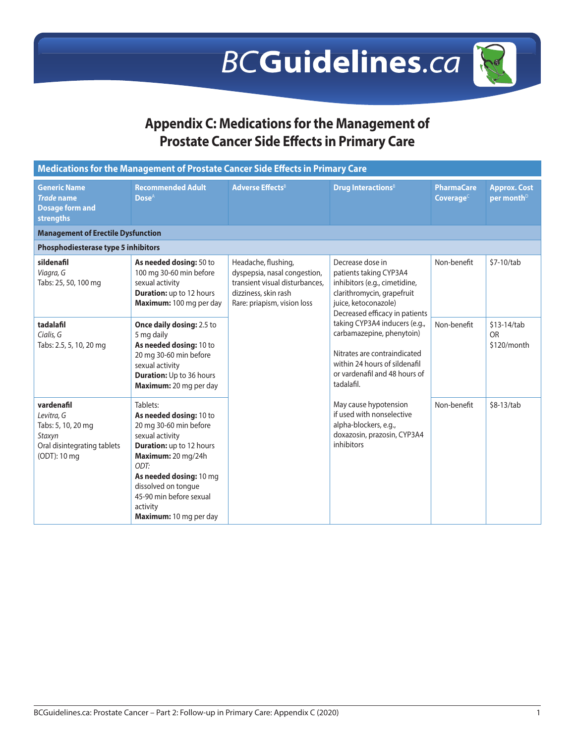# Appendix C: Medications for the Management of Prostate Cancer Side Effects in Primary Care

| Medications for the Management of Prostate Cancer Side Effects in Primary Care | | | | | |
|---|---|---|---|---|---|
| **Generic Name** *Trade* **name** **Dosage form and strengths** | **Recommended Adult Dose**[A] | **Adverse Effects**[B] | **Drug Interactions**[B] | **PharmaCare Coverage**[C] | **Approx. Cost per month**[D] |
| **Management of Erectile Dysfunction** | | | | | |
| **Phosphodiesterase type 5 inhibitors** | | | | | |
| **sildenafil** *Viagra, G* Tabs: 25, 50, 100 mg | **As needed dosing:** 50 to 100 mg 30-60 min before sexual activity **Duration:** up to 12 hours **Maximum:** 100 mg per day | Headache, flushing, dyspepsia, nasal congestion, transient visual disturbances, dizziness, skin rash Rare: priapism, vision loss | Decrease dose in patients taking CYP3A4 inhibitors (e.g., cimetidine, clarithromycin, grapefruit juice, ketoconazole) Decreased efficacy in patients taking CYP3A4 inducers (e.g., carbamazepine, phenytoin) Nitrates are contraindicated within 24 hours of sildenafil or vardenafil and 48 hours of tadalafil. May cause hypotension if used with nonselective alpha-blockers, e.g., doxazosin, prazosin, CYP3A4 inhibitors | Non-benefit | $7-10/tab |
| **tadalafil** *Cialis, G* Tabs: 2.5, 5, 10, 20 mg | **Once daily dosing:** 2.5 to 5 mg daily **As needed dosing:** 10 to 20 mg 30-60 min before sexual activity **Duration:** Up to 36 hours **Maximum:** 20 mg per day | | | Non-benefit | $13-14/tab OR $120/month |
| **vardenafil** *Levitra, G* Tabs: 5, 10, 20 mg *Staxyn* Oral disintegrating tablets (ODT): 10 mg | Tablets: **As needed dosing:** 10 to 20 mg 30-60 min before sexual activity **Duration:** up to 12 hours **Maximum:** 20 mg/24h *ODT:* **As needed dosing:** 10 mg dissolved on tongue 45-90 min before sexual activity **Maximum:** 10 mg per day | | | Non-benefit | $8-13/tab |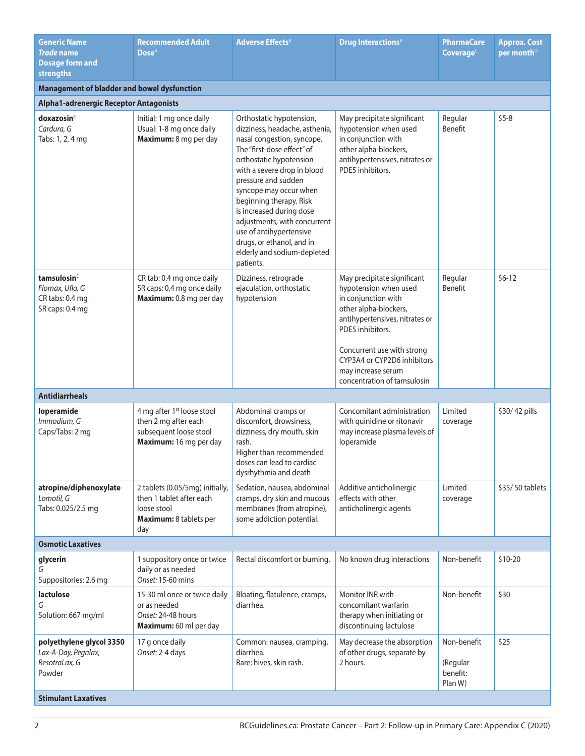| **Generic Name** *Trade* **name** **Dosage form and strengths** | **Recommended Adult Dose**[A] | **Adverse Effects**[B] | **Drug Interactions**[B] | **PharmaCare Coverage**[C] | **Approx. Cost per month**[D] |
|---|---|---|---|---|---|
| **Management of bladder and bowel dysfunction** | | | | | |
| **Alpha1-adrenergic Receptor Antagonists** | | | | | |
| **doxazosin**[E] *Cardura, G* Tabs: 1, 2, 4 mg | Initial: 1 mg once daily Usual: 1-8 mg once daily **Maximum:** 8 mg per day | Orthostatic hypotension, dizziness, headache, asthenia, nasal congestion, syncope. The "first-dose effect" of orthostatic hypotension with a severe drop in blood pressure and sudden syncope may occur when beginning therapy. Risk is increased during dose adjustments, with concurrent use of antihypertensive drugs, or ethanol, and in elderly and sodium-depleted patients. | May precipitate significant hypotension when used in conjunction with other alpha-blockers, antihypertensives, nitrates or PDE5 inhibitors. | Regular Benefit | $5-8 |
| **tamsulosin**[E] *Flomax, Uflo, G* CR tabs: 0.4 mg SR caps: 0.4 mg | CR tab: 0.4 mg once daily SR caps: 0.4 mg once daily **Maximum:** 0.8 mg per day | Dizziness, retrograde ejaculation, orthostatic hypotension | May precipitate significant hypotension when used in conjunction with other alpha-blockers, antihypertensives, nitrates or PDE5 inhibitors. Concurrent use with strong CYP3A4 or CYP2D6 inhibitors may increase serum concentration of tamsulosin | Regular Benefit | $6-12 |
| **Antidiarrheals** | | | | | |
| **loperamide** *Immodium, G* Caps/Tabs: 2 mg | 4 mg after 1st loose stool then 2 mg after each subsequent loose stool **Maximum:** 16 mg per day | Abdominal cramps or discomfort, drowsiness, dizziness, dry mouth, skin rash. Higher than recommended doses can lead to cardiac dysrhythmia and death | Concomitant administration with quinidine or ritonavir may increase plasma levels of loperamide | Limited coverage | $30/ 42 pills |
| **atropine/diphenoxylate** *Lomotil, G* Tabs: 0.025/2.5 mg | 2 tablets (0.05/5mg) initially, then 1 tablet after each loose stool **Maximum:** 8 tablets per day | Sedation, nausea, abdominal cramps, dry skin and mucous membranes (from atropine), some addiction potential. | Additive anticholinergic effects with other anticholinergic agents | Limited coverage | $35/ 50 tablets |
| **Osmotic Laxatives** | | | | | |
| **glycerin** *G* Suppositories: 2.6 mg | 1 suppository once or twice daily or as needed *Onset:* 15-60 mins | Rectal discomfort or burning. | No known drug interactions | Non-benefit | $10-20 |
| **lactulose** *G* Solution: 667 mg/ml | 15-30 ml once or twice daily or as needed *Onset:* 24-48 hours **Maximum:** 60 ml per day | Bloating, flatulence, cramps, diarrhea. | Monitor INR with concomitant warfarin therapy when initiating or discontinuing lactulose | Non-benefit | $30 |
| **polyethylene glycol 3350** *Lax-A-Day, Pegalax, ResotraLax, G* Powder | 17 g once daily *Onset:* 2-4 days | Common: nausea, cramping, diarrhea. Rare: hives, skin rash. | May decrease the absorption of other drugs, separate by 2 hours. | Non-benefit (Regular benefit: Plan W) | $25 |
| **Stimulant Laxatives** | | | | | |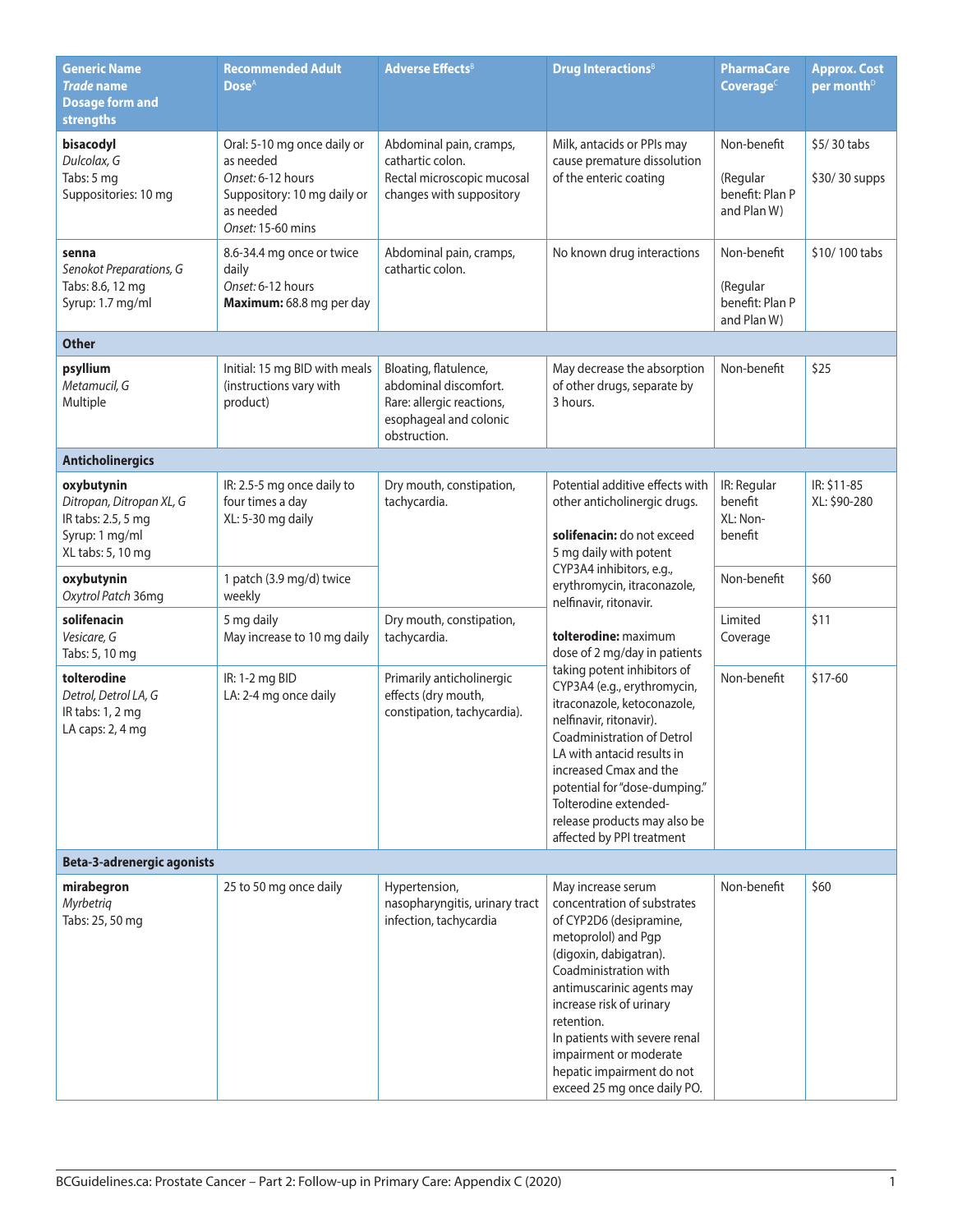| **Generic Name** *Trade* **name** **Dosage form and strengths** | **Recommended Adult Dose**[A] | **Adverse Effects**[B] | **Drug Interactions**[B] | **PharmaCare Coverage**[C] | **Approx. Cost per month**[D] |
|---|---|---|---|---|---|
| **bisacodyl** *Dulcolax, G* Tabs: 5 mg Suppositories: 10 mg | Oral: 5-10 mg once daily or as needed *Onset:* 6-12 hours Suppository: 10 mg daily or as needed *Onset:* 15-60 mins | Abdominal pain, cramps, cathartic colon. Rectal microscopic mucosal changes with suppository | Milk, antacids or PPIs may cause premature dissolution of the enteric coating | Non-benefit (Regular benefit: Plan P and Plan W) | $5/ 30 tabs $30/ 30 supps |
| **senna** *Senokot Preparations, G* Tabs: 8.6, 12 mg Syrup: 1.7 mg/ml | 8.6-34.4 mg once or twice daily *Onset:* 6-12 hours **Maximum:** 68.8 mg per day | Abdominal pain, cramps, cathartic colon. | No known drug interactions | Non-benefit (Regular benefit: Plan P and Plan W) | $10/ 100 tabs |
| **Other** | | | | | |
| **psyllium** *Metamucil, G* Multiple | Initial: 15 mg BID with meals (instructions vary with product) | Bloating, flatulence, abdominal discomfort. Rare: allergic reactions, esophageal and colonic obstruction. | May decrease the absorption of other drugs, separate by 3 hours. | Non-benefit | $25 |
| **Anticholinergics** | | | | | |
| **oxybutynin** *Ditropan, Ditropan XL, G* IR tabs: 2.5, 5 mg Syrup: 1 mg/ml XL tabs: 5, 10 mg | IR: 2.5-5 mg once daily to four times a day XL: 5-30 mg daily | Dry mouth, constipation, tachycardia. | Potential additive effects with other anticholinergic drugs. **solifenacin:** do not exceed 5 mg daily with potent CYP3A4 inhibitors, e.g., erythromycin, itraconazole, nelfinavir, ritonavir. **tolterodine:** maximum dose of 2 mg/day in patients taking potent inhibitors of CYP3A4 (e.g., erythromycin, itraconazole, ketoconazole, nelfinavir, ritonavir). Coadministration of Detrol LA with antacid results in increased Cmax and the potential for "dose-dumping." Tolterodine extended-release products may also be affected by PPI treatment | IR: Regular benefit XL: Non-benefit | IR: $11-85 XL: $90-280 |
| **oxybutynin** *Oxytrol Patch* 36mg | 1 patch (3.9 mg/d) twice weekly | | | Non-benefit | $60 |
| **solifenacin** *Vesicare, G* Tabs: 5, 10 mg | 5 mg daily May increase to 10 mg daily | Dry mouth, constipation, tachycardia. | | Limited Coverage | $11 |
| **tolterodine** *Detrol, Detrol LA, G* IR tabs: 1, 2 mg LA caps: 2, 4 mg | IR: 1-2 mg BID LA: 2-4 mg once daily | Primarily anticholinergic effects (dry mouth, constipation, tachycardia). | | Non-benefit | $17-60 |
| **Beta-3-adrenergic agonists** | | | | | |
| **mirabegron** *Myrbetriq* Tabs: 25, 50 mg | 25 to 50 mg once daily | Hypertension, nasopharyngitis, urinary tract infection, tachycardia | May increase serum concentration of substrates of CYP2D6 (desipramine, metoprolol) and Pgp (digoxin, dabigatran). Coadministration with antimuscarinic agents may increase risk of urinary retention. In patients with severe renal impairment or moderate hepatic impairment do not exceed 25 mg once daily PO. | Non-benefit | $60 |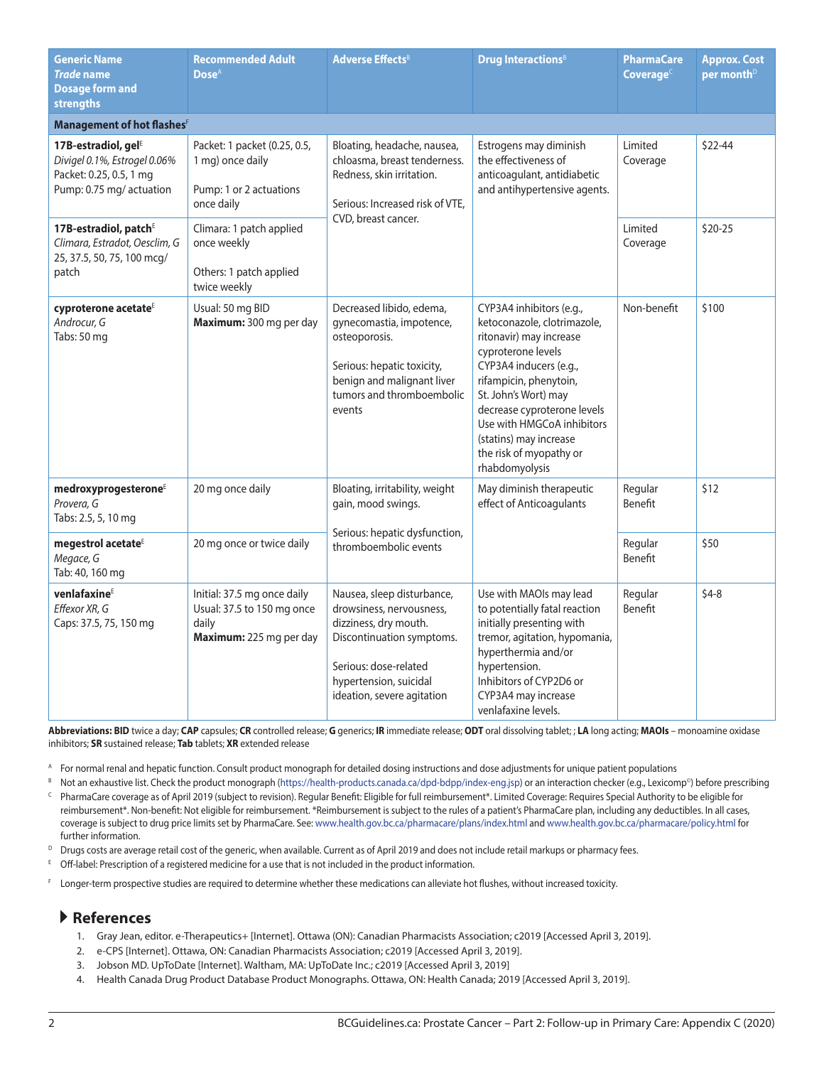| **Generic Name** *Trade* **name** **Dosage form and strengths** | **Recommended Adult Dose**[A] | **Adverse Effects**[B] | **Drug Interactions**[B] | **PharmaCare Coverage**[C] | **Approx. Cost per month**[D] |
|---|---|---|---|---|---|
| **Management of hot flashes**[F] | | | | | |
| **17B-estradiol, gel**[E] *Divigel 0.1%, Estrogel 0.06%* Packet: 0.25, 0.5, 1 mg Pump: 0.75 mg/ actuation | Packet: 1 packet (0.25, 0.5, 1 mg) once daily Pump: 1 or 2 actuations once daily | Bloating, headache, nausea, chloasma, breast tenderness. Redness, skin irritation. Serious: Increased risk of VTE, CVD, breast cancer. | Estrogens may diminish the effectiveness of anticoagulant, antidiabetic and antihypertensive agents. | Limited Coverage | $22-44 |
| **17B-estradiol, patch**[E] *Climara, Estradot, Oesclim, G* 25, 37.5, 50, 75, 100 mcg/ patch | Climara: 1 patch applied once weekly Others: 1 patch applied twice weekly | | | Limited Coverage | $20-25 |
| **cyproterone acetate**[E] *Androcur, G* Tabs: 50 mg | Usual: 50 mg BID **Maximum:** 300 mg per day | Decreased libido, edema, gynecomastia, impotence, osteoporosis. Serious: hepatic toxicity, benign and malignant liver tumors and thromboembolic events | CYP3A4 inhibitors (e.g., ketoconazole, clotrimazole, ritonavir) may increase cyproterone levels CYP3A4 inducers (e.g., rifampicin, phenytoin, St. John's Wort) may decrease cyproterone levels Use with HMGCoA inhibitors (statins) may increase the risk of myopathy or rhabdomyolysis | Non-benefit | $100 |
| **medroxyprogesterone**[E] *Provera, G* Tabs: 2.5, 5, 10 mg | 20 mg once daily | Bloating, irritability, weight gain, mood swings. Serious: hepatic dysfunction, thromboembolic events | May diminish therapeutic effect of Anticoagulants | Regular Benefit | $12 |
| **megestrol acetate**[E] *Megace, G* Tab: 40, 160 mg | 20 mg once or twice daily | | | Regular Benefit | $50 |
| **venlafaxine**[E] *Effexor XR, G* Caps: 37.5, 75, 150 mg | Initial: 37.5 mg once daily Usual: 37.5 to 150 mg once daily **Maximum:** 225 mg per day | Nausea, sleep disturbance, drowsiness, nervousness, dizziness, dry mouth. Discontinuation symptoms. Serious: dose-related hypertension, suicidal ideation, severe agitation | Use with MAOIs may lead to potentially fatal reaction initially presenting with tremor, agitation, hypomania, hyperthermia and/or hypertension. Inhibitors of CYP2D6 or CYP3A4 may increase venlafaxine levels. | Regular Benefit | $4-8 |

**Abbreviations: BID** twice a day; **CAP** capsules; **CR** controlled release; **G** generics; **IR** immediate release; **ODT** oral dissolving tablet; ; **LA** long acting; **MAOIs** – monoamine oxidase inhibitors; **SR** sustained release; **Tab** tablets; **XR** extended release

[A] For normal renal and hepatic function. Consult product monograph for detailed dosing instructions and dose adjustments for unique patient populations

[B] Not an exhaustive list. Check the product monograph (https://health-products.canada.ca/dpd-bdpp/index-eng.jsp) or an interaction checker (e.g., Lexicomp©) before prescribing

[C] PharmaCare coverage as of April 2019 (subject to revision). Regular Benefit: Eligible for full reimbursement*. Limited Coverage: Requires Special Authority to be eligible for reimbursement*. Non-benefit: Not eligible for reimbursement. *Reimbursement is subject to the rules of a patient's PharmaCare plan, including any deductibles. In all cases, coverage is subject to drug price limits set by PharmaCare. See: www.health.gov.bc.ca/pharmacare/plans/index.html and www.health.gov.bc.ca/pharmacare/policy.html for further information.

[D] Drugs costs are average retail cost of the generic, when available. Current as of April 2019 and does not include retail markups or pharmacy fees.

[E] Off-label: Prescription of a registered medicine for a use that is not included in the product information.

[F] Longer-term prospective studies are required to determine whether these medications can alleviate hot flushes, without increased toxicity.

## References

1. Gray Jean, editor. e-Therapeutics+ [Internet]. Ottawa (ON): Canadian Pharmacists Association; c2019 [Accessed April 3, 2019].
2. e-CPS [Internet]. Ottawa, ON: Canadian Pharmacists Association; c2019 [Accessed April 3, 2019].
3. Jobson MD. UpToDate [Internet]. Waltham, MA: UpToDate Inc.; c2019 [Accessed April 3, 2019]
4. Health Canada Drug Product Database Product Monographs. Ottawa, ON: Health Canada; 2019 [Accessed April 3, 2019].